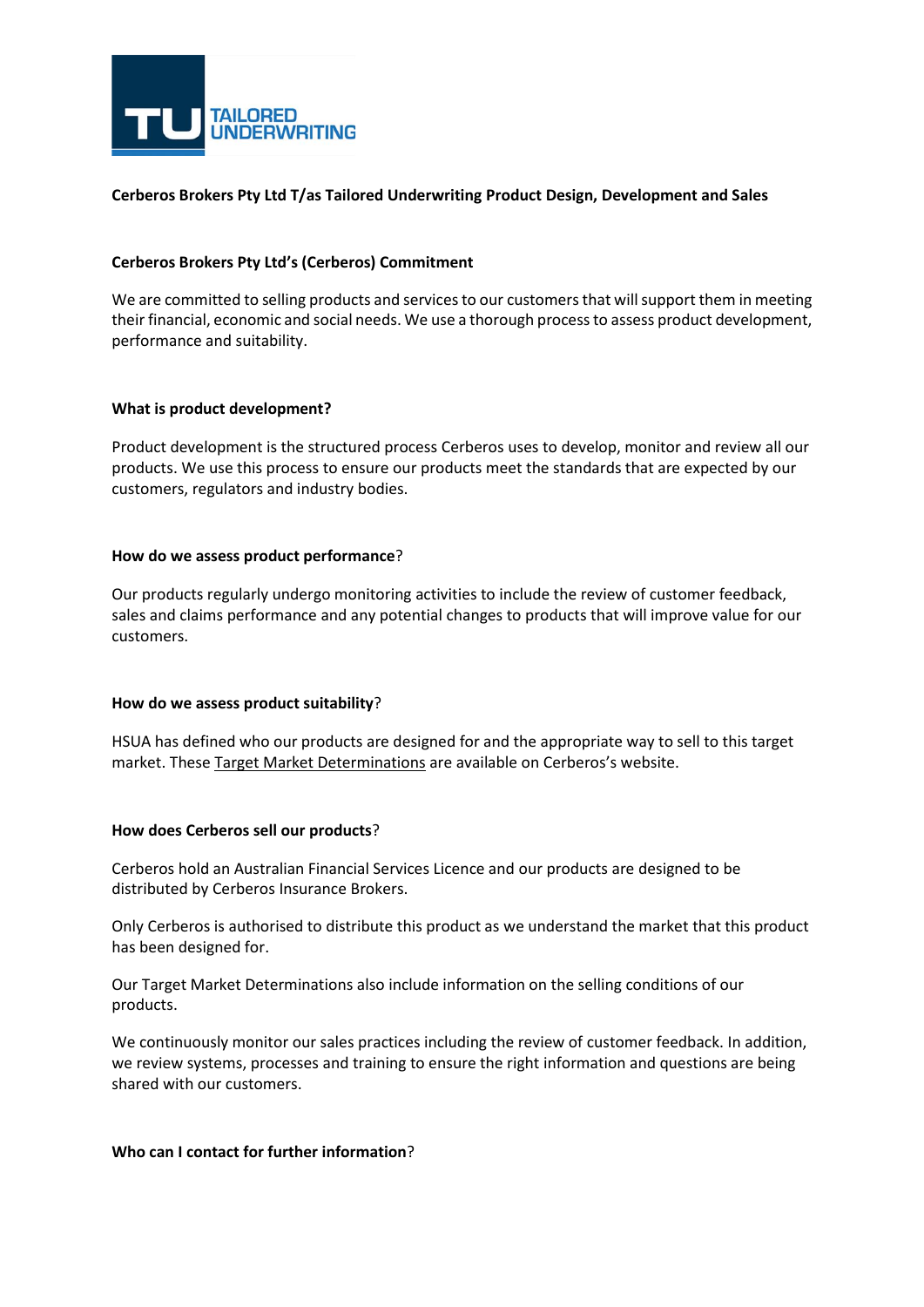TU TAILORED UNDERWRITING

**Cerberos Brokers Pty Ltd T/as Tailored Underwriting Product Design, Development and Sales**

**Cerberos Brokers Pty Ltd's (Cerberos) Commitment**

We are committed to selling products and services to our customers that will support them in meeting their financial, economic and social needs. We use a thorough process to assess product development, performance and suitability.

**What is product development?**

Product development is the structured process Cerberos uses to develop, monitor and review all our products. We use this process to ensure our products meet the standards that are expected by our customers, regulators and industry bodies.

**How do we assess product performance**?

Our products regularly undergo monitoring activities to include the review of customer feedback, sales and claims performance and any potential changes to products that will improve value for our customers.

**How do we assess product suitability**?

HSUA has defined who our products are designed for and the appropriate way to sell to this target market. These Target Market Determinations are available on Cerberos's website.

**How does Cerberos sell our products**?

Cerberos hold an Australian Financial Services Licence and our products are designed to be distributed by Cerberos Insurance Brokers.

Only Cerberos is authorised to distribute this product as we understand the market that this product has been designed for.

Our Target Market Determinations also include information on the selling conditions of our products.

We continuously monitor our sales practices including the review of customer feedback. In addition, we review systems, processes and training to ensure the right information and questions are being shared with our customers.

**Who can I contact for further information**?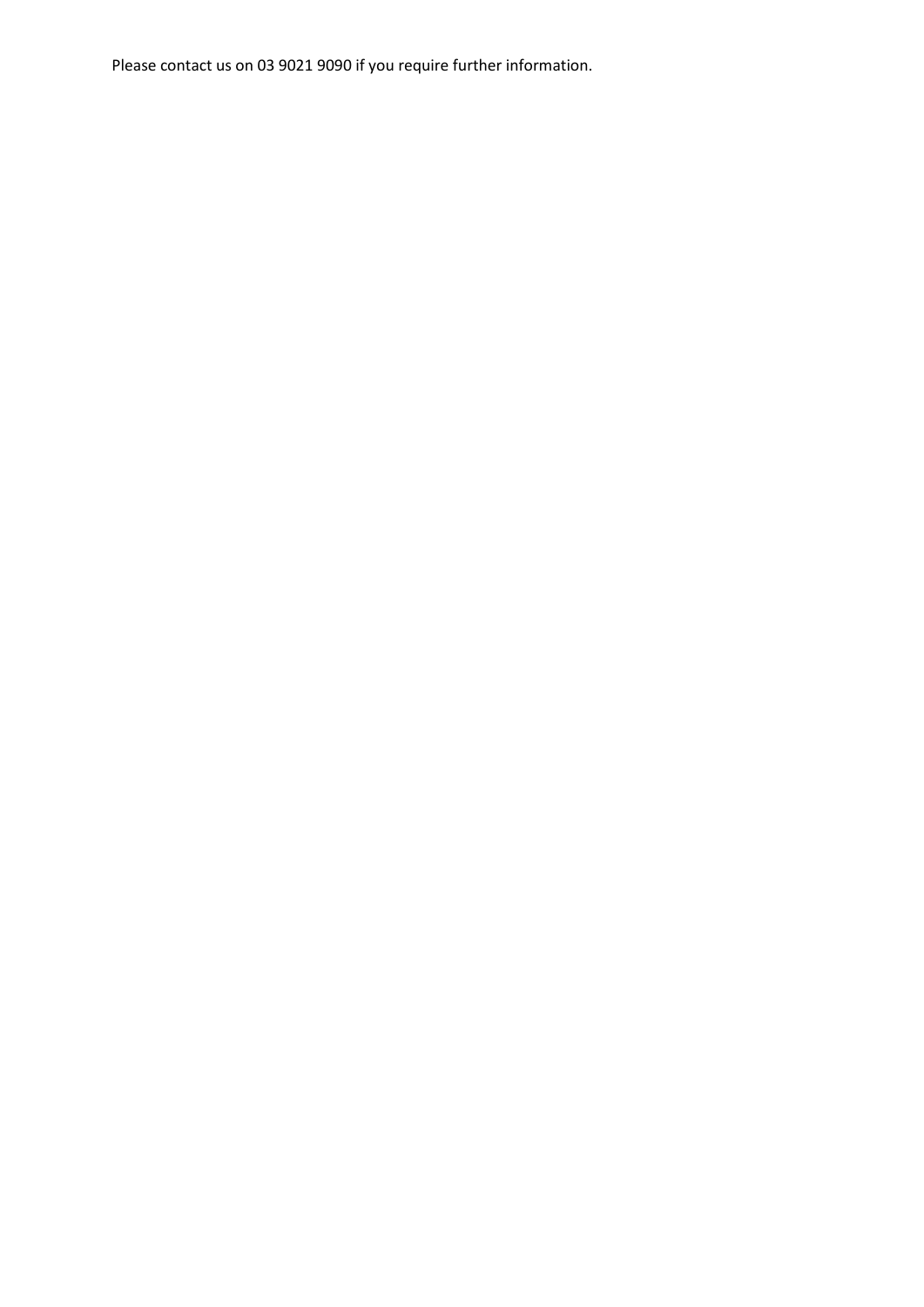Please contact us on 03 9021 9090 if you require further information.